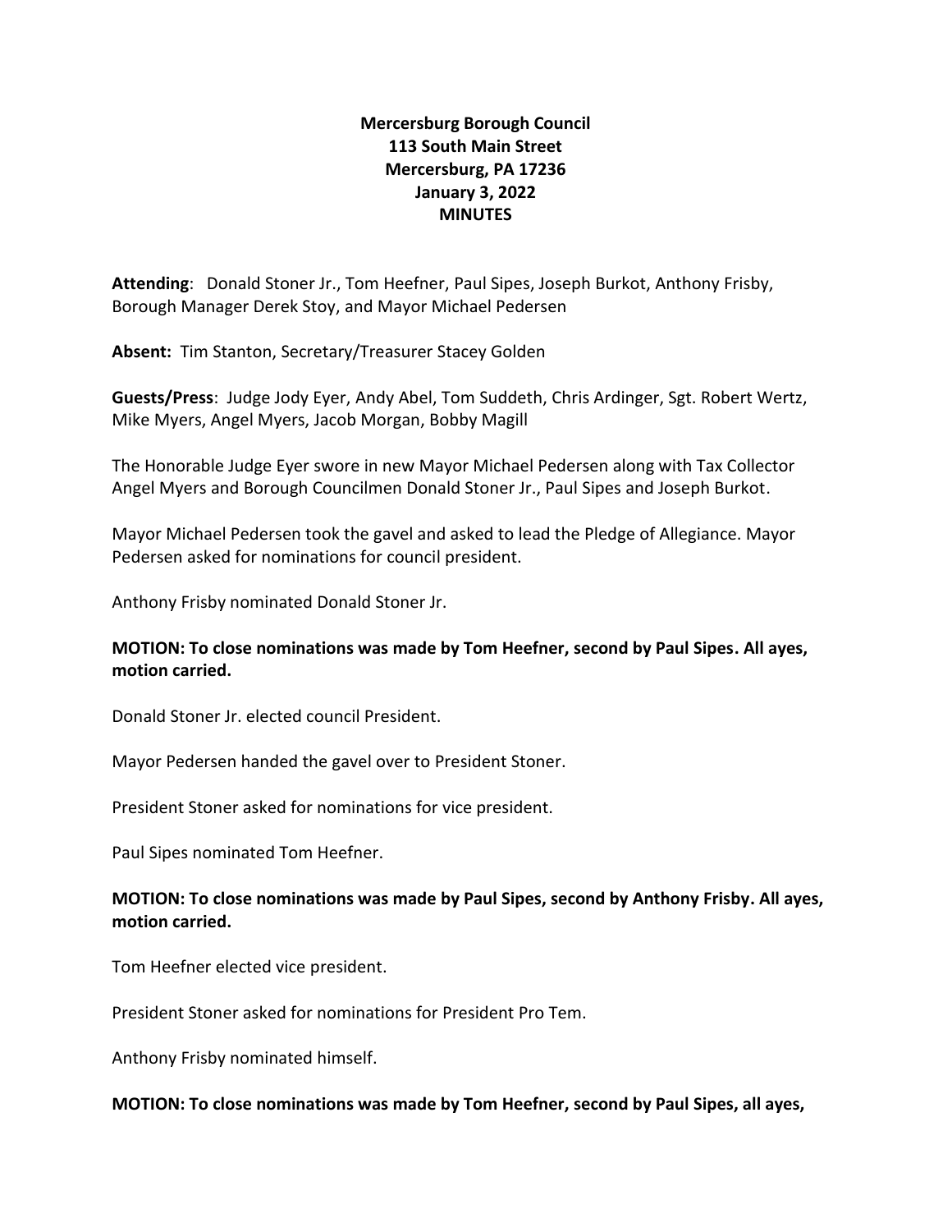**Mercersburg Borough Council**
**113 South Main Street**
**Mercersburg, PA 17236**
**January 3, 2022**
**MINUTES**

**Attending**: Donald Stoner Jr., Tom Heefner, Paul Sipes, Joseph Burkot, Anthony Frisby, Borough Manager Derek Stoy, and Mayor Michael Pedersen

**Absent:** Tim Stanton, Secretary/Treasurer Stacey Golden

**Guests/Press**: Judge Jody Eyer, Andy Abel, Tom Suddeth, Chris Ardinger, Sgt. Robert Wertz, Mike Myers, Angel Myers, Jacob Morgan, Bobby Magill

The Honorable Judge Eyer swore in new Mayor Michael Pedersen along with Tax Collector Angel Myers and Borough Councilmen Donald Stoner Jr., Paul Sipes and Joseph Burkot.

Mayor Michael Pedersen took the gavel and asked to lead the Pledge of Allegiance. Mayor Pedersen asked for nominations for council president.

Anthony Frisby nominated Donald Stoner Jr.

**MOTION: To close nominations was made by Tom Heefner, second by Paul Sipes. All ayes, motion carried.**

Donald Stoner Jr. elected council President.

Mayor Pedersen handed the gavel over to President Stoner.

President Stoner asked for nominations for vice president.

Paul Sipes nominated Tom Heefner.

**MOTION: To close nominations was made by Paul Sipes, second by Anthony Frisby. All ayes, motion carried.**

Tom Heefner elected vice president.

President Stoner asked for nominations for President Pro Tem.

Anthony Frisby nominated himself.

**MOTION: To close nominations was made by Tom Heefner, second by Paul Sipes, all ayes,**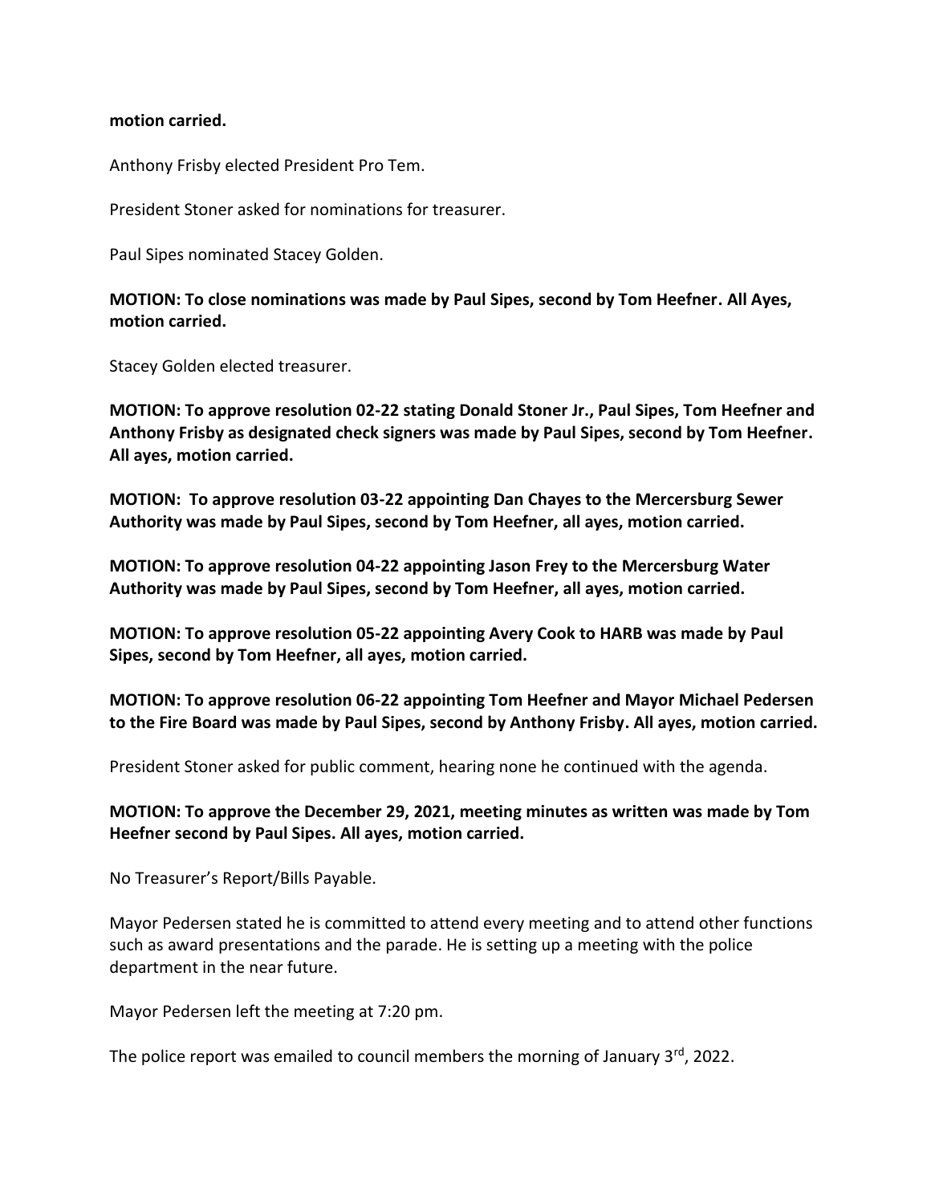**motion carried.**

Anthony Frisby elected President Pro Tem.

President Stoner asked for nominations for treasurer.

Paul Sipes nominated Stacey Golden.

**MOTION: To close nominations was made by Paul Sipes, second by Tom Heefner. All Ayes, motion carried.**

Stacey Golden elected treasurer.

**MOTION: To approve resolution 02-22 stating Donald Stoner Jr., Paul Sipes, Tom Heefner and Anthony Frisby as designated check signers was made by Paul Sipes, second by Tom Heefner. All ayes, motion carried.**

**MOTION: To approve resolution 03-22 appointing Dan Chayes to the Mercersburg Sewer Authority was made by Paul Sipes, second by Tom Heefner, all ayes, motion carried.**

**MOTION: To approve resolution 04-22 appointing Jason Frey to the Mercersburg Water Authority was made by Paul Sipes, second by Tom Heefner, all ayes, motion carried.**

**MOTION: To approve resolution 05-22 appointing Avery Cook to HARB was made by Paul Sipes, second by Tom Heefner, all ayes, motion carried.**

**MOTION: To approve resolution 06-22 appointing Tom Heefner and Mayor Michael Pedersen to the Fire Board was made by Paul Sipes, second by Anthony Frisby. All ayes, motion carried.**

President Stoner asked for public comment, hearing none he continued with the agenda.

**MOTION: To approve the December 29, 2021, meeting minutes as written was made by Tom Heefner second by Paul Sipes. All ayes, motion carried.**

No Treasurer's Report/Bills Payable.

Mayor Pedersen stated he is committed to attend every meeting and to attend other functions such as award presentations and the parade. He is setting up a meeting with the police department in the near future.

Mayor Pedersen left the meeting at 7:20 pm.

The police report was emailed to council members the morning of January 3rd, 2022.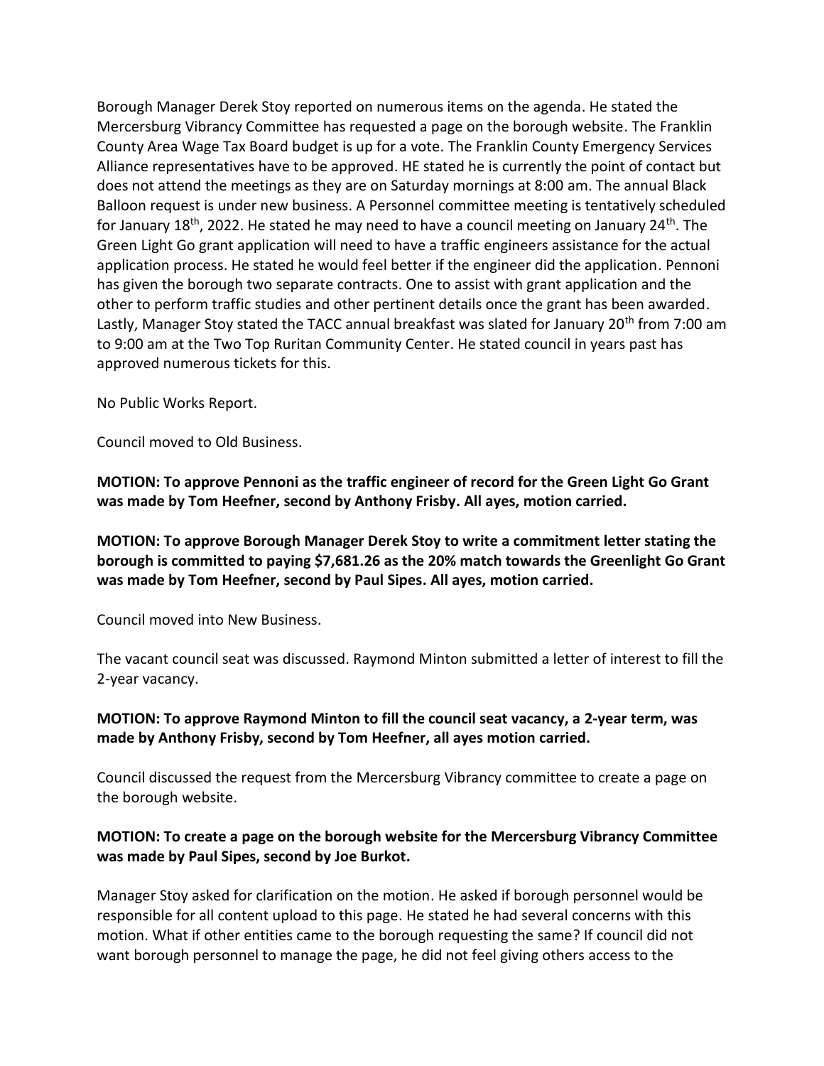Borough Manager Derek Stoy reported on numerous items on the agenda. He stated the Mercersburg Vibrancy Committee has requested a page on the borough website. The Franklin County Area Wage Tax Board budget is up for a vote. The Franklin County Emergency Services Alliance representatives have to be approved. HE stated he is currently the point of contact but does not attend the meetings as they are on Saturday mornings at 8:00 am. The annual Black Balloon request is under new business. A Personnel committee meeting is tentatively scheduled for January 18th, 2022. He stated he may need to have a council meeting on January 24th. The Green Light Go grant application will need to have a traffic engineers assistance for the actual application process. He stated he would feel better if the engineer did the application. Pennoni has given the borough two separate contracts. One to assist with grant application and the other to perform traffic studies and other pertinent details once the grant has been awarded. Lastly, Manager Stoy stated the TACC annual breakfast was slated for January 20th from 7:00 am to 9:00 am at the Two Top Ruritan Community Center. He stated council in years past has approved numerous tickets for this.

No Public Works Report.

Council moved to Old Business.

**MOTION: To approve Pennoni as the traffic engineer of record for the Green Light Go Grant was made by Tom Heefner, second by Anthony Frisby. All ayes, motion carried.**

**MOTION: To approve Borough Manager Derek Stoy to write a commitment letter stating the borough is committed to paying $7,681.26 as the 20% match towards the Greenlight Go Grant was made by Tom Heefner, second by Paul Sipes. All ayes, motion carried.**

Council moved into New Business.

The vacant council seat was discussed. Raymond Minton submitted a letter of interest to fill the 2-year vacancy.

**MOTION: To approve Raymond Minton to fill the council seat vacancy, a 2-year term, was made by Anthony Frisby, second by Tom Heefner, all ayes motion carried.**

Council discussed the request from the Mercersburg Vibrancy committee to create a page on the borough website.

**MOTION: To create a page on the borough website for the Mercersburg Vibrancy Committee was made by Paul Sipes, second by Joe Burkot.**

Manager Stoy asked for clarification on the motion. He asked if borough personnel would be responsible for all content upload to this page. He stated he had several concerns with this motion. What if other entities came to the borough requesting the same? If council did not want borough personnel to manage the page, he did not feel giving others access to the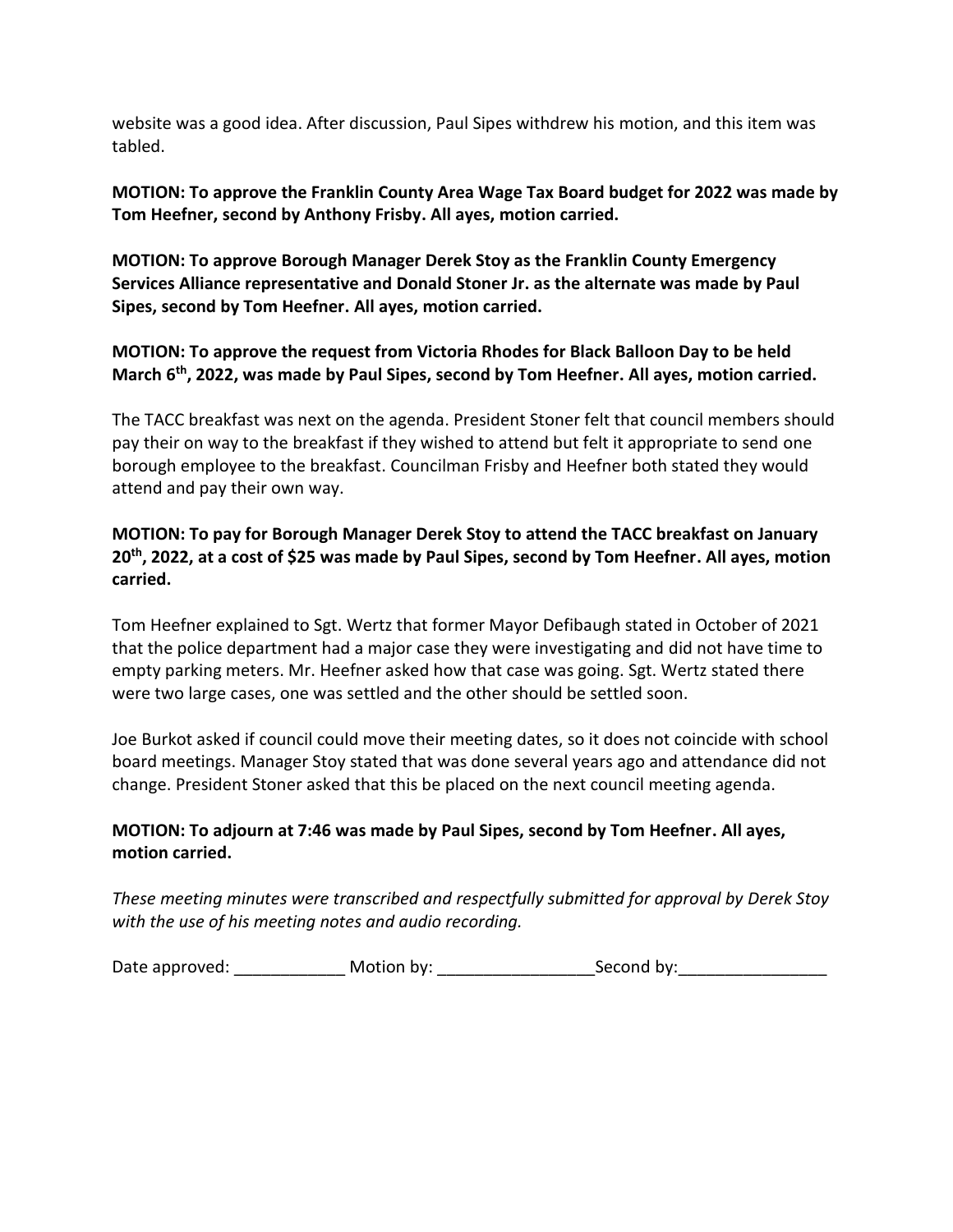website was a good idea. After discussion, Paul Sipes withdrew his motion, and this item was tabled.

**MOTION: To approve the Franklin County Area Wage Tax Board budget for 2022 was made by Tom Heefner, second by Anthony Frisby. All ayes, motion carried.**

**MOTION: To approve Borough Manager Derek Stoy as the Franklin County Emergency Services Alliance representative and Donald Stoner Jr. as the alternate was made by Paul Sipes, second by Tom Heefner. All ayes, motion carried.**

**MOTION: To approve the request from Victoria Rhodes for Black Balloon Day to be held March 6th, 2022, was made by Paul Sipes, second by Tom Heefner. All ayes, motion carried.**

The TACC breakfast was next on the agenda. President Stoner felt that council members should pay their on way to the breakfast if they wished to attend but felt it appropriate to send one borough employee to the breakfast. Councilman Frisby and Heefner both stated they would attend and pay their own way.

**MOTION: To pay for Borough Manager Derek Stoy to attend the TACC breakfast on January 20th, 2022, at a cost of $25 was made by Paul Sipes, second by Tom Heefner. All ayes, motion carried.**

Tom Heefner explained to Sgt. Wertz that former Mayor Defibaugh stated in October of 2021 that the police department had a major case they were investigating and did not have time to empty parking meters. Mr. Heefner asked how that case was going. Sgt. Wertz stated there were two large cases, one was settled and the other should be settled soon.

Joe Burkot asked if council could move their meeting dates, so it does not coincide with school board meetings. Manager Stoy stated that was done several years ago and attendance did not change. President Stoner asked that this be placed on the next council meeting agenda.

**MOTION: To adjourn at 7:46 was made by Paul Sipes, second by Tom Heefner. All ayes, motion carried.**

*These meeting minutes were transcribed and respectfully submitted for approval by Derek Stoy with the use of his meeting notes and audio recording.*

Date approved: ____________ Motion by: ________________ Second by: ________________